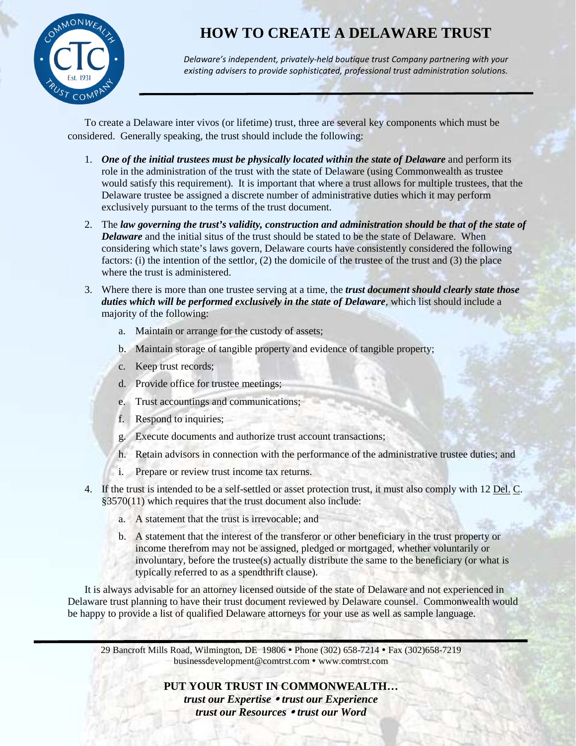# HOW TO CREATE A DELAWARE TRUST

*Delaware's independent, privately-held boutique trust Company partnering with your existing advisers to provide sophisticated, professional trust administration solutions.*

---

To create a Delaware inter vivos (or lifetime) trust, three are several key components which must be considered. Generally speaking, the trust should include the following:

1. ***One of the initial trustees must be physically located within the state of Delaware*** and perform its role in the administration of the trust with the state of Delaware (using Commonwealth as trustee would satisfy this requirement). It is important that where a trust allows for multiple trustees, that the Delaware trustee be assigned a discrete number of administrative duties which it may perform exclusively pursuant to the terms of the trust document.
2. The ***law governing the trust's validity, construction and administration should be that of the state of Delaware*** and the initial situs of the trust should be stated to be the state of Delaware. When considering which state's laws govern, Delaware courts have consistently considered the following factors: (i) the intention of the settlor, (2) the domicile of the trustee of the trust and (3) the place where the trust is administered.
3. Where there is more than one trustee serving at a time, the ***trust document should clearly state those duties which will be performed exclusively in the state of Delaware***, which list should include a majority of the following:
   a. Maintain or arrange for the custody of assets;
   b. Maintain storage of tangible property and evidence of tangible property;
   c. Keep trust records;
   d. Provide office for trustee meetings;
   e. Trust accountings and communications;
   f. Respond to inquiries;
   g. Execute documents and authorize trust account transactions;
   h. Retain advisors in connection with the performance of the administrative trustee duties; and
   i. Prepare or review trust income tax returns.
4. If the trust is intended to be a self-settled or asset protection trust, it must also comply with 12 Del. C. §3570(11) which requires that the trust document also include:
   a. A statement that the trust is irrevocable; and
   b. A statement that the interest of the transferor or other beneficiary in the trust property or income therefrom may not be assigned, pledged or mortgaged, whether voluntarily or involuntary, before the trustee(s) actually distribute the same to the beneficiary (or what is typically referred to as a spendthrift clause).

It is always advisable for an attorney licensed outside of the state of Delaware and not experienced in Delaware trust planning to have their trust document reviewed by Delaware counsel. Commonwealth would be happy to provide a list of qualified Delaware attorneys for your use as well as sample language.

---

29 Bancroft Mills Road, Wilmington, DE 19806 • Phone (302) 658-7214 • Fax (302)658-7219
businessdevelopment@comtrst.com • www.comtrst.com

**PUT YOUR TRUST IN COMMONWEALTH…**
***trust our Expertise • trust our Experience***
***trust our Resources • trust our Word***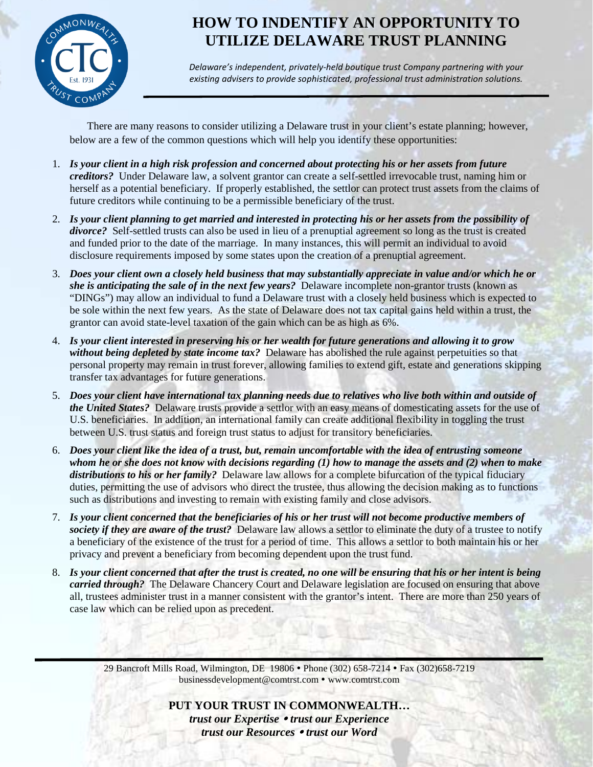# HOW TO INDENTIFY AN OPPORTUNITY TO UTILIZE DELAWARE TRUST PLANNING

*Delaware's independent, privately-held boutique trust Company partnering with your existing advisers to provide sophisticated, professional trust administration solutions.*

There are many reasons to consider utilizing a Delaware trust in your client's estate planning; however, below are a few of the common questions which will help you identify these opportunities:

1. ***Is your client in a high risk profession and concerned about protecting his or her assets from future creditors?*** Under Delaware law, a solvent grantor can create a self-settled irrevocable trust, naming him or herself as a potential beneficiary. If properly established, the settlor can protect trust assets from the claims of future creditors while continuing to be a permissible beneficiary of the trust.
2. ***Is your client planning to get married and interested in protecting his or her assets from the possibility of divorce?*** Self-settled trusts can also be used in lieu of a prenuptial agreement so long as the trust is created and funded prior to the date of the marriage. In many instances, this will permit an individual to avoid disclosure requirements imposed by some states upon the creation of a prenuptial agreement.
3. ***Does your client own a closely held business that may substantially appreciate in value and/or which he or she is anticipating the sale of in the next few years?*** Delaware incomplete non-grantor trusts (known as "DINGs") may allow an individual to fund a Delaware trust with a closely held business which is expected to be sole within the next few years. As the state of Delaware does not tax capital gains held within a trust, the grantor can avoid state-level taxation of the gain which can be as high as 6%.
4. ***Is your client interested in preserving his or her wealth for future generations and allowing it to grow without being depleted by state income tax?*** Delaware has abolished the rule against perpetuities so that personal property may remain in trust forever, allowing families to extend gift, estate and generations skipping transfer tax advantages for future generations.
5. ***Does your client have international tax planning needs due to relatives who live both within and outside of the United States?*** Delaware trusts provide a settlor with an easy means of domesticating assets for the use of U.S. beneficiaries. In addition, an international family can create additional flexibility in toggling the trust between U.S. trust status and foreign trust status to adjust for transitory beneficiaries.
6. ***Does your client like the idea of a trust, but, remain uncomfortable with the idea of entrusting someone whom he or she does not know with decisions regarding (1) how to manage the assets and (2) when to make distributions to his or her family?*** Delaware law allows for a complete bifurcation of the typical fiduciary duties, permitting the use of advisors who direct the trustee, thus allowing the decision making as to functions such as distributions and investing to remain with existing family and close advisors.
7. ***Is your client concerned that the beneficiaries of his or her trust will not become productive members of society if they are aware of the trust?*** Delaware law allows a settlor to eliminate the duty of a trustee to notify a beneficiary of the existence of the trust for a period of time. This allows a settlor to both maintain his or her privacy and prevent a beneficiary from becoming dependent upon the trust fund.
8. ***Is your client concerned that after the trust is created, no one will be ensuring that his or her intent is being carried through?*** The Delaware Chancery Court and Delaware legislation are focused on ensuring that above all, trustees administer trust in a manner consistent with the grantor's intent. There are more than 250 years of case law which can be relied upon as precedent.

29 Bancroft Mills Road, Wilmington, DE 19806 • Phone (302) 658-7214 • Fax (302)658-7219
businessdevelopment@comtrst.com • www.comtrst.com

**PUT YOUR TRUST IN COMMONWEALTH…**
***trust our Expertise • trust our Experience***
***trust our Resources • trust our Word***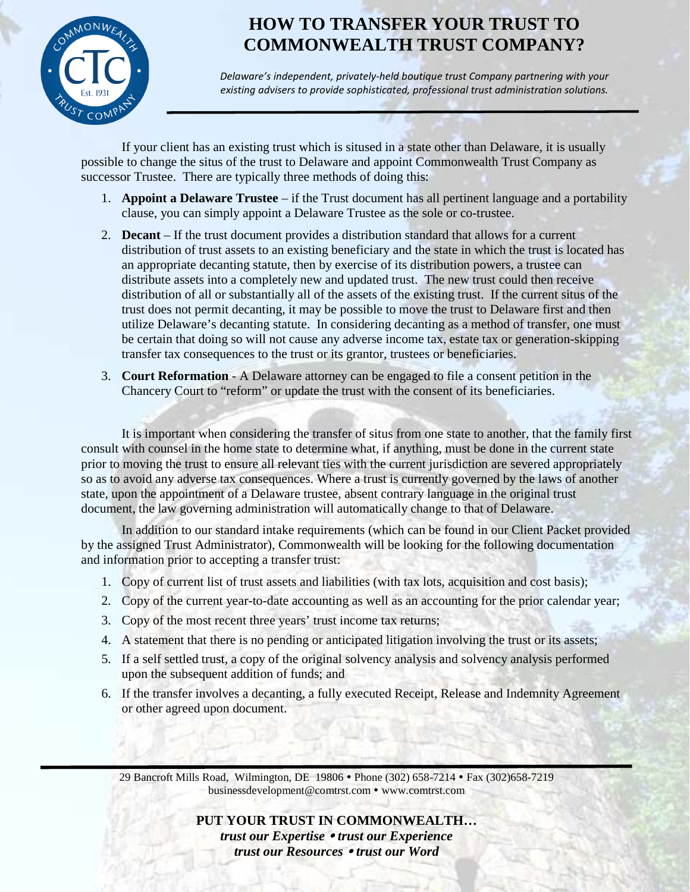# HOW TO TRANSFER YOUR TRUST TO COMMONWEALTH TRUST COMPANY?

*Delaware's independent, privately-held boutique trust Company partnering with your existing advisers to provide sophisticated, professional trust administration solutions.*

If your client has an existing trust which is sitused in a state other than Delaware, it is usually possible to change the situs of the trust to Delaware and appoint Commonwealth Trust Company as successor Trustee. There are typically three methods of doing this:

1. **Appoint a Delaware Trustee** – if the Trust document has all pertinent language and a portability clause, you can simply appoint a Delaware Trustee as the sole or co-trustee.
2. **Decant** – If the trust document provides a distribution standard that allows for a current distribution of trust assets to an existing beneficiary and the state in which the trust is located has an appropriate decanting statute, then by exercise of its distribution powers, a trustee can distribute assets into a completely new and updated trust. The new trust could then receive distribution of all or substantially all of the assets of the existing trust. If the current situs of the trust does not permit decanting, it may be possible to move the trust to Delaware first and then utilize Delaware's decanting statute. In considering decanting as a method of transfer, one must be certain that doing so will not cause any adverse income tax, estate tax or generation-skipping transfer tax consequences to the trust or its grantor, trustees or beneficiaries.
3. **Court Reformation** - A Delaware attorney can be engaged to file a consent petition in the Chancery Court to "reform" or update the trust with the consent of its beneficiaries.

It is important when considering the transfer of situs from one state to another, that the family first consult with counsel in the home state to determine what, if anything, must be done in the current state prior to moving the trust to ensure all relevant ties with the current jurisdiction are severed appropriately so as to avoid any adverse tax consequences. Where a trust is currently governed by the laws of another state, upon the appointment of a Delaware trustee, absent contrary language in the original trust document, the law governing administration will automatically change to that of Delaware.

In addition to our standard intake requirements (which can be found in our Client Packet provided by the assigned Trust Administrator), Commonwealth will be looking for the following documentation and information prior to accepting a transfer trust:

1. Copy of current list of trust assets and liabilities (with tax lots, acquisition and cost basis);
2. Copy of the current year-to-date accounting as well as an accounting for the prior calendar year;
3. Copy of the most recent three years' trust income tax returns;
4. A statement that there is no pending or anticipated litigation involving the trust or its assets;
5. If a self settled trust, a copy of the original solvency analysis and solvency analysis performed upon the subsequent addition of funds; and
6. If the transfer involves a decanting, a fully executed Receipt, Release and Indemnity Agreement or other agreed upon document.

29 Bancroft Mills Road, Wilmington, DE 19806 • Phone (302) 658-7214 • Fax (302)658-7219
businessdevelopment@comtrst.com • www.comtrst.com

**PUT YOUR TRUST IN COMMONWEALTH…**
***trust our Expertise • trust our Experience***
***trust our Resources • trust our Word***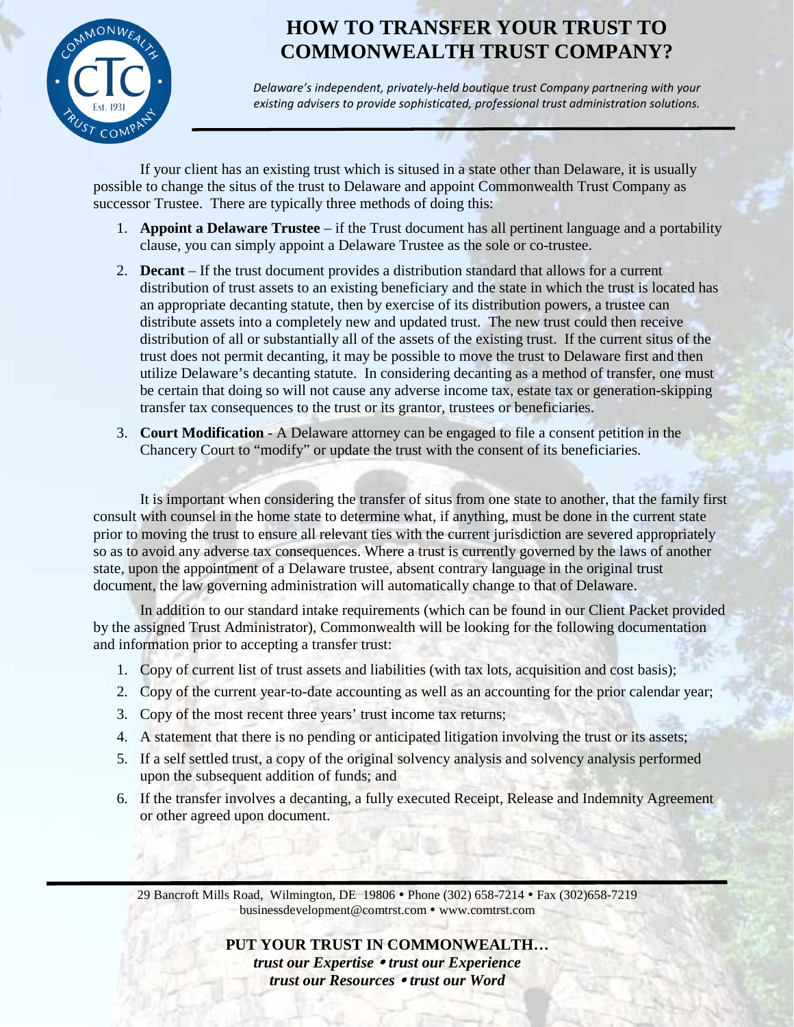# HOW TO TRANSFER YOUR TRUST TO COMMONWEALTH TRUST COMPANY?

*Delaware's independent, privately-held boutique trust Company partnering with your existing advisers to provide sophisticated, professional trust administration solutions.*

If your client has an existing trust which is sitused in a state other than Delaware, it is usually possible to change the situs of the trust to Delaware and appoint Commonwealth Trust Company as successor Trustee. There are typically three methods of doing this:

1. **Appoint a Delaware Trustee** – if the Trust document has all pertinent language and a portability clause, you can simply appoint a Delaware Trustee as the sole or co-trustee.
2. **Decant** – If the trust document provides a distribution standard that allows for a current distribution of trust assets to an existing beneficiary and the state in which the trust is located has an appropriate decanting statute, then by exercise of its distribution powers, a trustee can distribute assets into a completely new and updated trust. The new trust could then receive distribution of all or substantially all of the assets of the existing trust. If the current situs of the trust does not permit decanting, it may be possible to move the trust to Delaware first and then utilize Delaware's decanting statute. In considering decanting as a method of transfer, one must be certain that doing so will not cause any adverse income tax, estate tax or generation-skipping transfer tax consequences to the trust or its grantor, trustees or beneficiaries.
3. **Court Modification** - A Delaware attorney can be engaged to file a consent petition in the Chancery Court to "modify" or update the trust with the consent of its beneficiaries.

It is important when considering the transfer of situs from one state to another, that the family first consult with counsel in the home state to determine what, if anything, must be done in the current state prior to moving the trust to ensure all relevant ties with the current jurisdiction are severed appropriately so as to avoid any adverse tax consequences. Where a trust is currently governed by the laws of another state, upon the appointment of a Delaware trustee, absent contrary language in the original trust document, the law governing administration will automatically change to that of Delaware.

In addition to our standard intake requirements (which can be found in our Client Packet provided by the assigned Trust Administrator), Commonwealth will be looking for the following documentation and information prior to accepting a transfer trust:

1. Copy of current list of trust assets and liabilities (with tax lots, acquisition and cost basis);
2. Copy of the current year-to-date accounting as well as an accounting for the prior calendar year;
3. Copy of the most recent three years' trust income tax returns;
4. A statement that there is no pending or anticipated litigation involving the trust or its assets;
5. If a self settled trust, a copy of the original solvency analysis and solvency analysis performed upon the subsequent addition of funds; and
6. If the transfer involves a decanting, a fully executed Receipt, Release and Indemnity Agreement or other agreed upon document.

29 Bancroft Mills Road, Wilmington, DE 19806 • Phone (302) 658-7214 • Fax (302)658-7219
businessdevelopment@comtrst.com • www.comtrst.com

**PUT YOUR TRUST IN COMMONWEALTH…**
***trust our Expertise • trust our Experience***
***trust our Resources • trust our Word***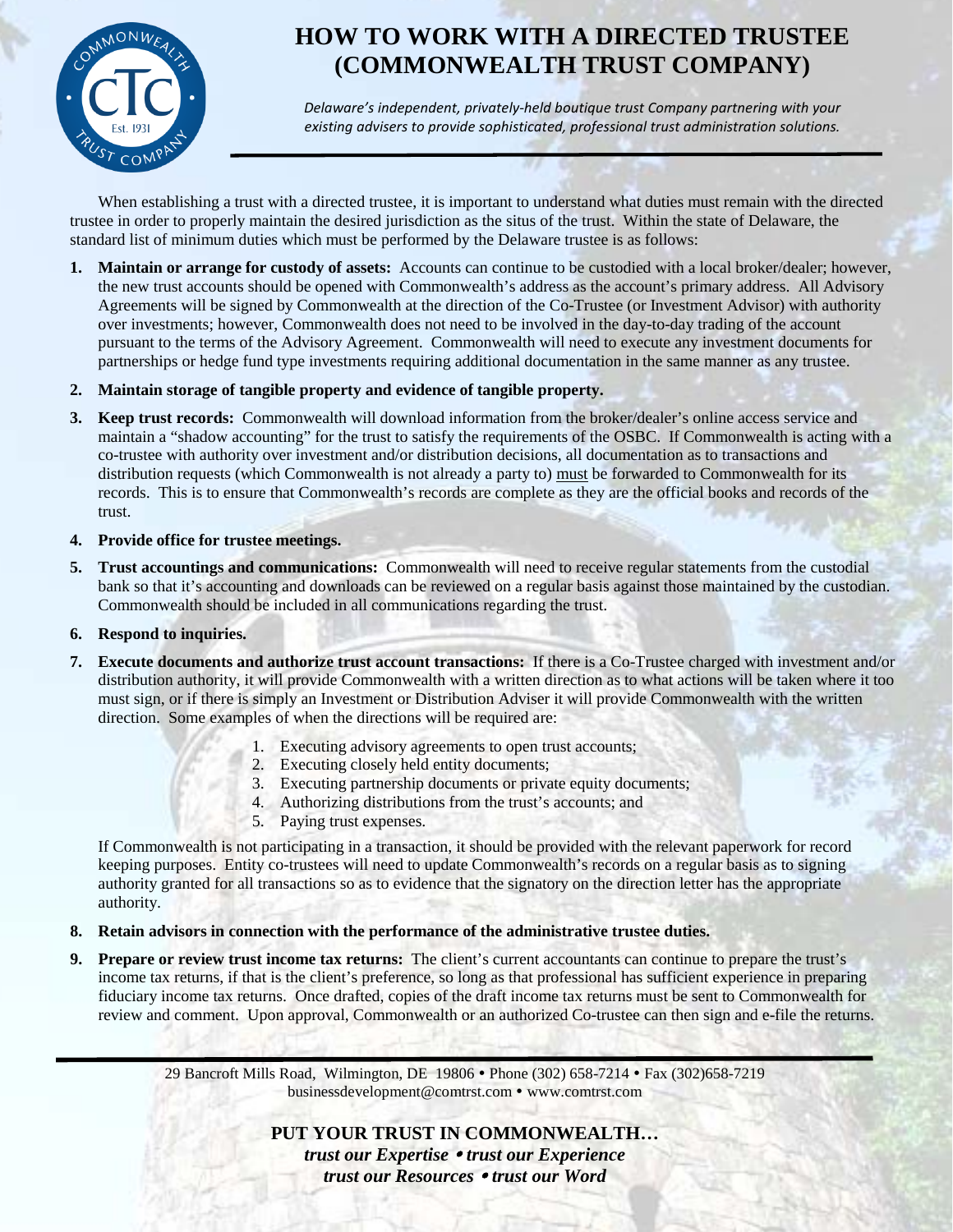# HOW TO WORK WITH A DIRECTED TRUSTEE (COMMONWEALTH TRUST COMPANY)

*Delaware's independent, privately-held boutique trust Company partnering with your existing advisers to provide sophisticated, professional trust administration solutions.*

When establishing a trust with a directed trustee, it is important to understand what duties must remain with the directed trustee in order to properly maintain the desired jurisdiction as the situs of the trust. Within the state of Delaware, the standard list of minimum duties which must be performed by the Delaware trustee is as follows:

1. **Maintain or arrange for custody of assets:** Accounts can continue to be custodied with a local broker/dealer; however, the new trust accounts should be opened with Commonwealth's address as the account's primary address. All Advisory Agreements will be signed by Commonwealth at the direction of the Co-Trustee (or Investment Advisor) with authority over investments; however, Commonwealth does not need to be involved in the day-to-day trading of the account pursuant to the terms of the Advisory Agreement. Commonwealth will need to execute any investment documents for partnerships or hedge fund type investments requiring additional documentation in the same manner as any trustee.
2. **Maintain storage of tangible property and evidence of tangible property.**
3. **Keep trust records:** Commonwealth will download information from the broker/dealer's online access service and maintain a "shadow accounting" for the trust to satisfy the requirements of the OSBC. If Commonwealth is acting with a co-trustee with authority over investment and/or distribution decisions, all documentation as to transactions and distribution requests (which Commonwealth is not already a party to) must be forwarded to Commonwealth for its records. This is to ensure that Commonwealth's records are complete as they are the official books and records of the trust.
4. **Provide office for trustee meetings.**
5. **Trust accountings and communications:** Commonwealth will need to receive regular statements from the custodial bank so that it's accounting and downloads can be reviewed on a regular basis against those maintained by the custodian. Commonwealth should be included in all communications regarding the trust.
6. **Respond to inquiries.**
7. **Execute documents and authorize trust account transactions:** If there is a Co-Trustee charged with investment and/or distribution authority, it will provide Commonwealth with a written direction as to what actions will be taken where it too must sign, or if there is simply an Investment or Distribution Adviser it will provide Commonwealth with the written direction. Some examples of when the directions will be required are:
   1. Executing advisory agreements to open trust accounts;
   2. Executing closely held entity documents;
   3. Executing partnership documents or private equity documents;
   4. Authorizing distributions from the trust's accounts; and
   5. Paying trust expenses.

   If Commonwealth is not participating in a transaction, it should be provided with the relevant paperwork for record keeping purposes. Entity co-trustees will need to update Commonwealth's records on a regular basis as to signing authority granted for all transactions so as to evidence that the signatory on the direction letter has the appropriate authority.
8. **Retain advisors in connection with the performance of the administrative trustee duties.**
9. **Prepare or review trust income tax returns:** The client's current accountants can continue to prepare the trust's income tax returns, if that is the client's preference, so long as that professional has sufficient experience in preparing fiduciary income tax returns. Once drafted, copies of the draft income tax returns must be sent to Commonwealth for review and comment. Upon approval, Commonwealth or an authorized Co-trustee can then sign and e-file the returns.

29 Bancroft Mills Road, Wilmington, DE 19806 • Phone (302) 658-7214 • Fax (302)658-7219
businessdevelopment@comtrst.com • www.comtrst.com

**PUT YOUR TRUST IN COMMONWEALTH…**
***trust our Expertise • trust our Experience***
***trust our Resources • trust our Word***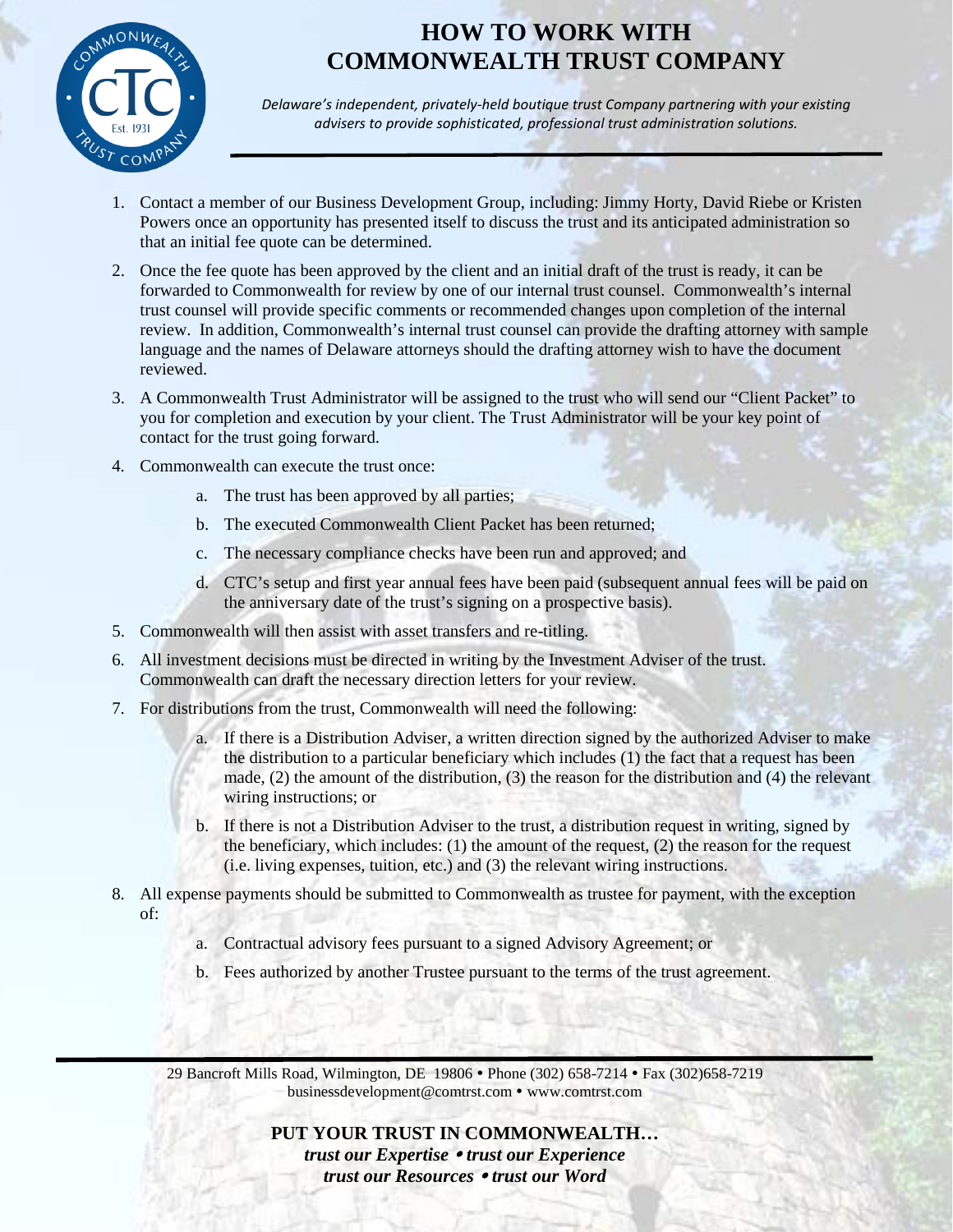# HOW TO WORK WITH COMMONWEALTH TRUST COMPANY

*Delaware's independent, privately-held boutique trust Company partnering with your existing advisers to provide sophisticated, professional trust administration solutions.*

1. Contact a member of our Business Development Group, including: Jimmy Horty, David Riebe or Kristen Powers once an opportunity has presented itself to discuss the trust and its anticipated administration so that an initial fee quote can be determined.
2. Once the fee quote has been approved by the client and an initial draft of the trust is ready, it can be forwarded to Commonwealth for review by one of our internal trust counsel. Commonwealth's internal trust counsel will provide specific comments or recommended changes upon completion of the internal review. In addition, Commonwealth's internal trust counsel can provide the drafting attorney with sample language and the names of Delaware attorneys should the drafting attorney wish to have the document reviewed.
3. A Commonwealth Trust Administrator will be assigned to the trust who will send our "Client Packet" to you for completion and execution by your client. The Trust Administrator will be your key point of contact for the trust going forward.
4. Commonwealth can execute the trust once:
   a. The trust has been approved by all parties;
   b. The executed Commonwealth Client Packet has been returned;
   c. The necessary compliance checks have been run and approved; and
   d. CTC's setup and first year annual fees have been paid (subsequent annual fees will be paid on the anniversary date of the trust's signing on a prospective basis).
5. Commonwealth will then assist with asset transfers and re-titling.
6. All investment decisions must be directed in writing by the Investment Adviser of the trust. Commonwealth can draft the necessary direction letters for your review.
7. For distributions from the trust, Commonwealth will need the following:
   a. If there is a Distribution Adviser, a written direction signed by the authorized Adviser to make the distribution to a particular beneficiary which includes (1) the fact that a request has been made, (2) the amount of the distribution, (3) the reason for the distribution and (4) the relevant wiring instructions; or
   b. If there is not a Distribution Adviser to the trust, a distribution request in writing, signed by the beneficiary, which includes: (1) the amount of the request, (2) the reason for the request (i.e. living expenses, tuition, etc.) and (3) the relevant wiring instructions.
8. All expense payments should be submitted to Commonwealth as trustee for payment, with the exception of:
   a. Contractual advisory fees pursuant to a signed Advisory Agreement; or
   b. Fees authorized by another Trustee pursuant to the terms of the trust agreement.

29 Bancroft Mills Road, Wilmington, DE 19806 • Phone (302) 658-7214 • Fax (302)658-7219
businessdevelopment@comtrst.com • www.comtrst.com

**PUT YOUR TRUST IN COMMONWEALTH…**
***trust our Expertise • trust our Experience***
***trust our Resources • trust our Word***